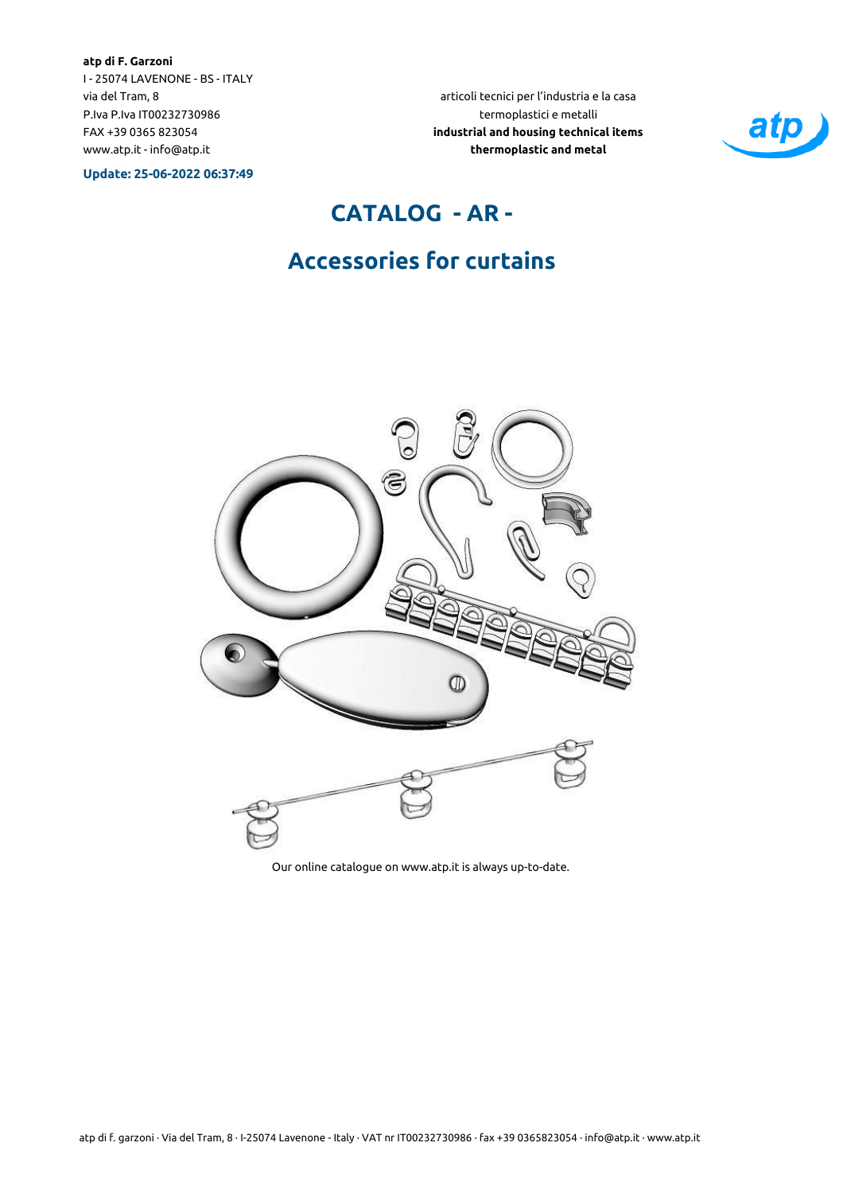**atp di F. Garzoni**
I - 25074 LAVENONE - BS - ITALY
via del Tram, 8
P.Iva P.Iva IT00232730986
FAX +39 0365 823054
www.atp.it - info@atp.it

**Update: 25-06-2022 06:37:49**

articoli tecnici per l'industria e la casa
termoplastici e metalli
**industrial and housing technical items**
**thermoplastic and metal**

# CATALOG - AR -

# Accessories for curtains

Our online catalogue on www.atp.it is always up-to-date.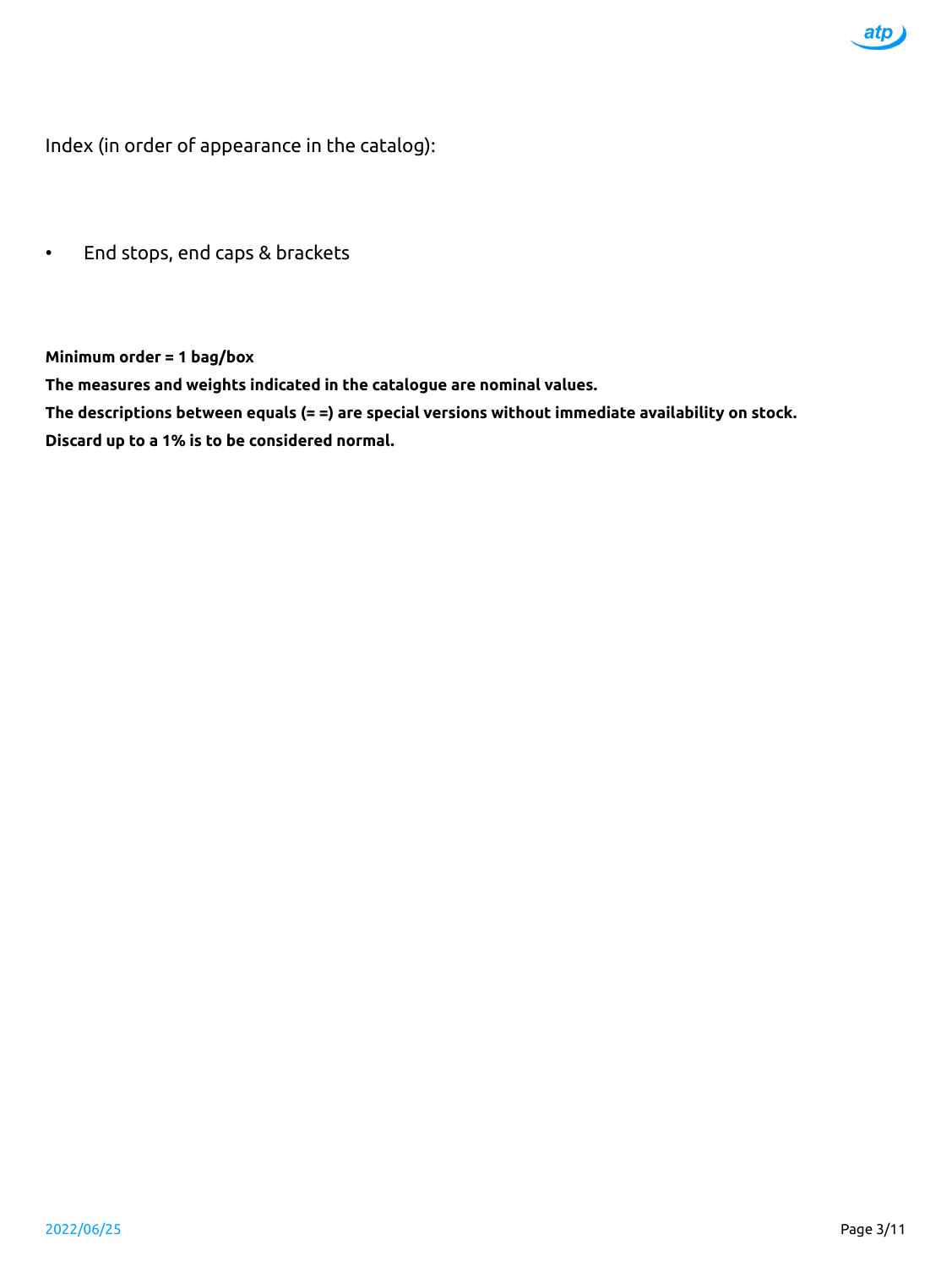Index (in order of appearance in the catalog):

- End stops, end caps & brackets

**Minimum order = 1 bag/box**

**The measures and weights indicated in the catalogue are nominal values.**

**The descriptions between equals (= =) are special versions without immediate availability on stock.**

**Discard up to a 1% is to be considered normal.**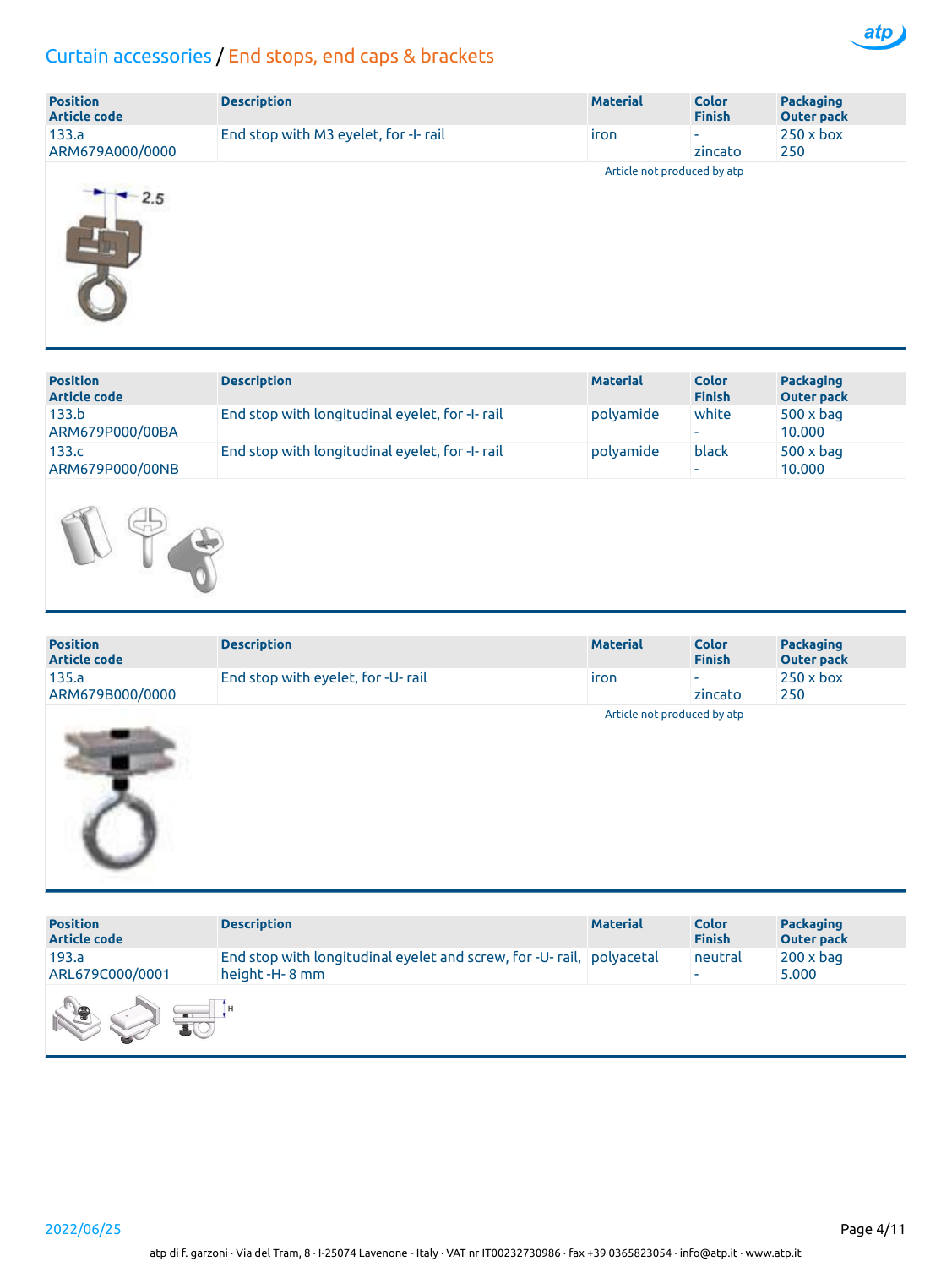# Curtain accessories / End stops, end caps & brackets

| Position<br>Article code | Description | Material | Color<br>Finish | Packaging<br>Outer pack |
|---|---|---|---|---|
| 133.a<br>ARM679A000/0000 | End stop with M3 eyelet, for -I- rail | iron | -<br>zincato | 250 x box<br>250 |

Article not produced by atp

2.5

| Position<br>Article code | Description | Material | Color<br>Finish | Packaging<br>Outer pack |
|---|---|---|---|---|
| 133.b<br>ARM679P000/00BA | End stop with longitudinal eyelet, for -I- rail | polyamide | white<br>- | 500 x bag<br>10.000 |
| 133.c<br>ARM679P000/00NB | End stop with longitudinal eyelet, for -I- rail | polyamide | black<br>- | 500 x bag<br>10.000 |

| Position<br>Article code | Description | Material | Color<br>Finish | Packaging<br>Outer pack |
|---|---|---|---|---|
| 135.a<br>ARM679B000/0000 | End stop with eyelet, for -U- rail | iron | -<br>zincato | 250 x box<br>250 |

Article not produced by atp

| Position<br>Article code | Description | Material | Color<br>Finish | Packaging<br>Outer pack |
|---|---|---|---|---|
| 193.a<br>ARL679C000/0001 | End stop with longitudinal eyelet and screw, for -U- rail, height -H- 8 mm | polyacetal | neutral<br>- | 200 x bag<br>5.000 |

H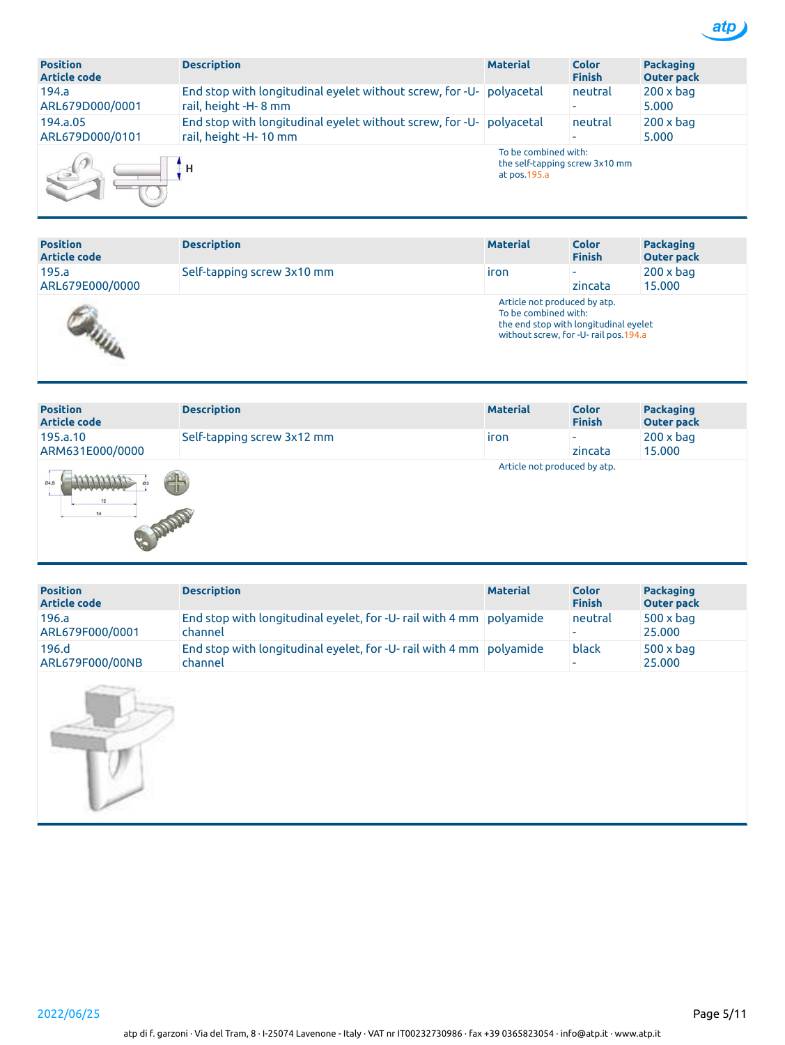| Position<br>Article code | Description | Material | Color<br>Finish | Packaging<br>Outer pack |
|---|---|---|---|---|
| 194.a<br>ARL679D000/0001 | End stop with longitudinal eyelet without screw, for -U- rail, height -H- 8 mm | polyacetal | neutral<br>- | 200 x bag<br>5.000 |
| 194.a.05<br>ARL679D000/0101 | End stop with longitudinal eyelet without screw, for -U- rail, height -H- 10 mm | polyacetal | neutral<br>- | 200 x bag<br>5.000 |

H

To be combined with:
the self-tapping screw 3x10 mm
at pos.195.a

| Position<br>Article code | Description | Material | Color<br>Finish | Packaging<br>Outer pack |
|---|---|---|---|---|
| 195.a<br>ARL679E000/0000 | Self-tapping screw 3x10 mm | iron | -<br>zincata | 200 x bag<br>15.000 |

Article not produced by atp.
To be combined with:
the end stop with longitudinal eyelet
without screw, for -U- rail pos.194.a

| Position<br>Article code | Description | Material | Color<br>Finish | Packaging<br>Outer pack |
|---|---|---|---|---|
| 195.a.10<br>ARM631E000/0000 | Self-tapping screw 3x12 mm | iron | -<br>zincata | 200 x bag<br>15.000 |

Article not produced by atp.

| Position<br>Article code | Description | Material | Color<br>Finish | Packaging<br>Outer pack |
|---|---|---|---|---|
| 196.a<br>ARL679F000/0001 | End stop with longitudinal eyelet, for -U- rail with 4 mm channel | polyamide | neutral<br>- | 500 x bag<br>25.000 |
| 196.d<br>ARL679F000/00NB | End stop with longitudinal eyelet, for -U- rail with 4 mm channel | polyamide | black<br>- | 500 x bag<br>25.000 |

2022/06/25

atp di f. garzoni · Via del Tram, 8 · I-25074 Lavenone · Italy · VAT nr IT00232730986 · fax +39 0365823054 · info@atp.it · www.atp.it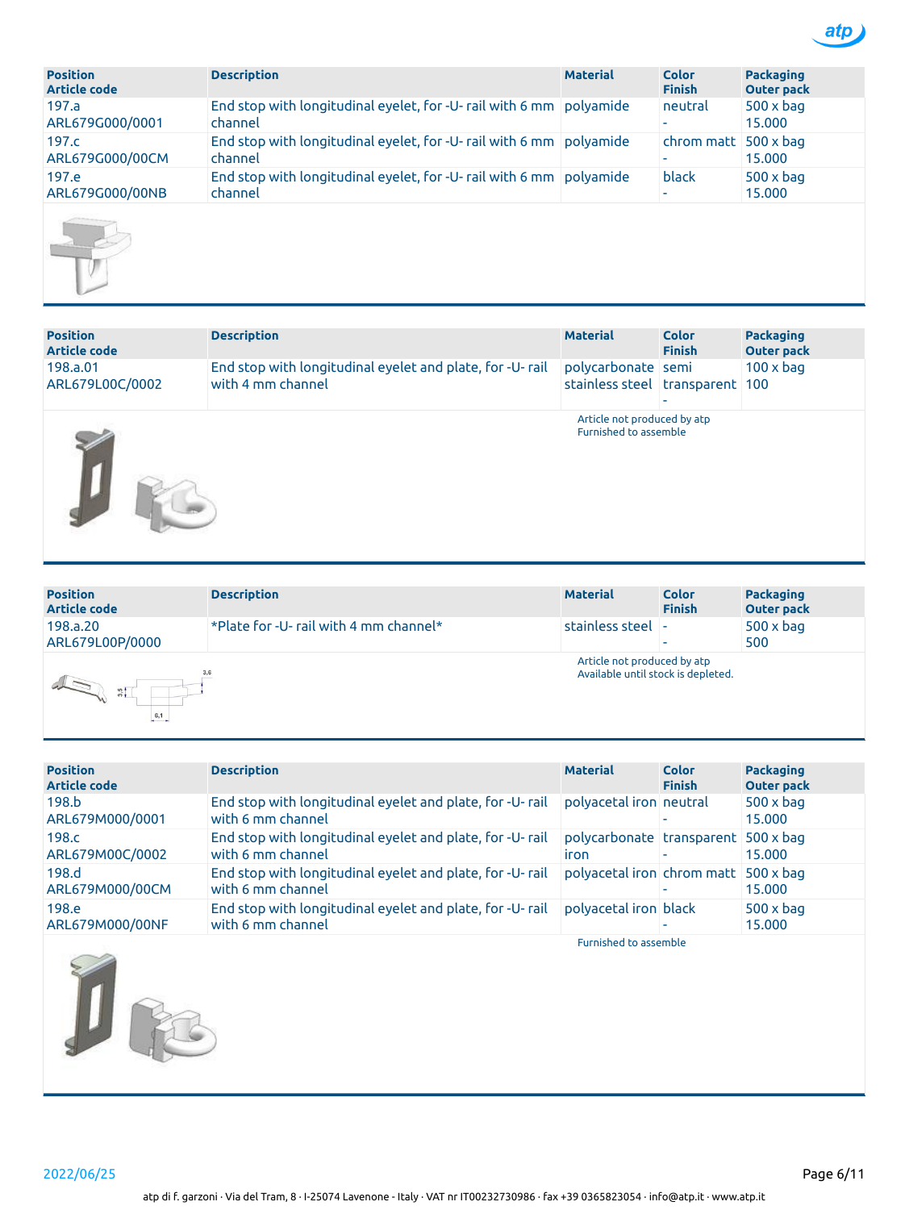| Position<br>Article code | Description | Material | Color<br>Finish | Packaging<br>Outer pack |
|---|---|---|---|---|
| 197.a<br>ARL679G000/0001 | End stop with longitudinal eyelet, for -U- rail with 6 mm channel | polyamide | neutral<br>- | 500 x bag<br>15.000 |
| 197.c<br>ARL679G000/00CM | End stop with longitudinal eyelet, for -U- rail with 6 mm channel | polyamide | chrom matt<br>- | 500 x bag<br>15.000 |
| 197.e<br>ARL679G000/00NB | End stop with longitudinal eyelet, for -U- rail with 6 mm channel | polyamide | black<br>- | 500 x bag<br>15.000 |

| Position<br>Article code | Description | Material | Color<br>Finish | Packaging<br>Outer pack |
|---|---|---|---|---|
| 198.a.01<br>ARL679L00C/0002 | End stop with longitudinal eyelet and plate, for -U- rail with 4 mm channel | polycarbonate<br>stainless steel | semi<br>transparent<br>- | 100 x bag<br>100 |

Article not produced by atp
Furnished to assemble

| Position<br>Article code | Description | Material | Color<br>Finish | Packaging<br>Outer pack |
|---|---|---|---|---|
| 198.a.20<br>ARL679L00P/0000 | *Plate for -U- rail with 4 mm channel* | stainless steel | -<br>- | 500 x bag<br>500 |

Article not produced by atp
Available until stock is depleted.

| Position<br>Article code | Description | Material | Color<br>Finish | Packaging<br>Outer pack |
|---|---|---|---|---|
| 198.b<br>ARL679M000/0001 | End stop with longitudinal eyelet and plate, for -U- rail with 6 mm channel | polyacetal iron | neutral<br>- | 500 x bag<br>15.000 |
| 198.c<br>ARL679M00C/0002 | End stop with longitudinal eyelet and plate, for -U- rail with 6 mm channel | polycarbonate<br>iron | transparent<br>- | 500 x bag<br>15.000 |
| 198.d<br>ARL679M000/00CM | End stop with longitudinal eyelet and plate, for -U- rail with 6 mm channel | polyacetal iron | chrom matt<br>- | 500 x bag<br>15.000 |
| 198.e<br>ARL679M000/00NF | End stop with longitudinal eyelet and plate, for -U- rail with 6 mm channel | polyacetal iron | black<br>- | 500 x bag<br>15.000 |

Furnished to assemble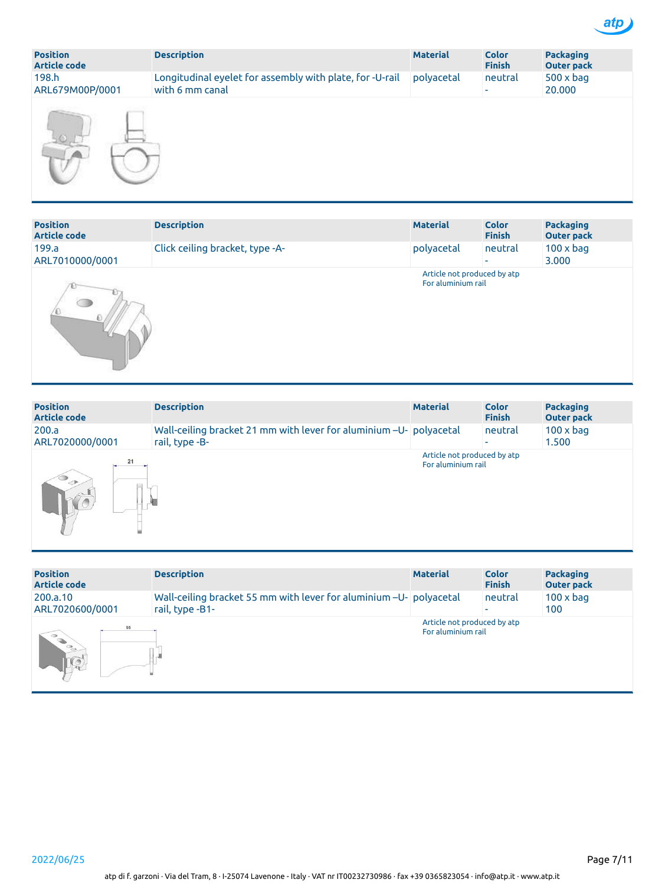| Position<br>Article code | Description | Material | Color<br>Finish | Packaging<br>Outer pack |
|---|---|---|---|---|
| 198.h<br>ARL679M00P/0001 | Longitudinal eyelet for assembly with plate, for -U-rail with 6 mm canal | polyacetal | neutral<br>- | 500 x bag<br>20.000 |

| Position<br>Article code | Description | Material | Color<br>Finish | Packaging<br>Outer pack |
|---|---|---|---|---|
| 199.a<br>ARL7010000/0001 | Click ceiling bracket, type -A- | polyacetal | neutral<br>- | 100 x bag<br>3.000 |

Article not produced by atp
For aluminium rail

| Position<br>Article code | Description | Material | Color<br>Finish | Packaging<br>Outer pack |
|---|---|---|---|---|
| 200.a<br>ARL7020000/0001 | Wall-ceiling bracket 21 mm with lever for aluminium –U-rail, type -B- | polyacetal | neutral<br>- | 100 x bag<br>1.500 |

Article not produced by atp
For aluminium rail

21

| Position<br>Article code | Description | Material | Color<br>Finish | Packaging<br>Outer pack |
|---|---|---|---|---|
| 200.a.10<br>ARL7020600/0001 | Wall-ceiling bracket 55 mm with lever for aluminium –U-rail, type -B1- | polyacetal | neutral<br>- | 100 x bag<br>100 |

Article not produced by atp
For aluminium rail

55

2022/06/25

atp di f. garzoni · Via del Tram, 8 · I-25074 Lavenone - Italy · VAT nr IT00232730986 · fax +39 0365823054 · info@atp.it · www.atp.it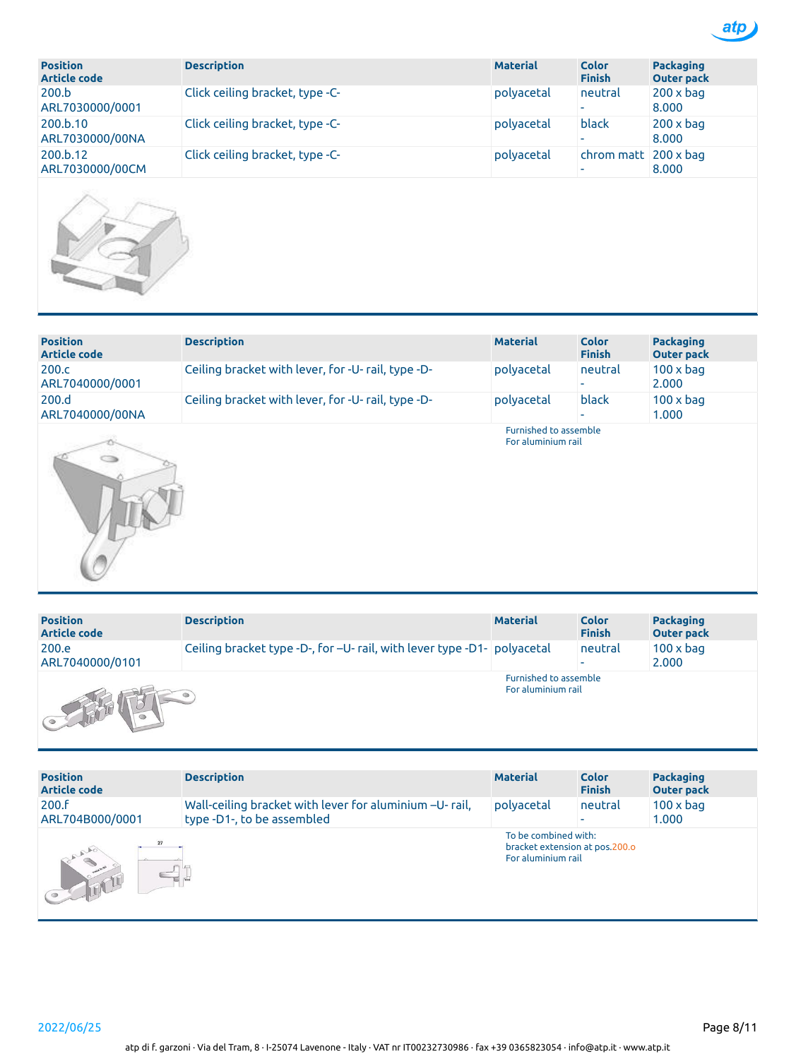| Position<br>Article code | Description | Material | Color<br>Finish | Packaging<br>Outer pack |
|---|---|---|---|---|
| 200.b<br>ARL7030000/0001 | Click ceiling bracket, type -C- | polyacetal | neutral<br>- | 200 x bag<br>8.000 |
| 200.b.10<br>ARL7030000/00NA | Click ceiling bracket, type -C- | polyacetal | black<br>- | 200 x bag<br>8.000 |
| 200.b.12<br>ARL7030000/00CM | Click ceiling bracket, type -C- | polyacetal | chrom matt<br>- | 200 x bag<br>8.000 |

| Position<br>Article code | Description | Material | Color<br>Finish | Packaging<br>Outer pack |
|---|---|---|---|---|
| 200.c<br>ARL7040000/0001 | Ceiling bracket with lever, for -U- rail, type -D- | polyacetal | neutral<br>- | 100 x bag<br>2.000 |
| 200.d<br>ARL7040000/00NA | Ceiling bracket with lever, for -U- rail, type -D- | polyacetal | black<br>- | 100 x bag<br>1.000 |

Furnished to assemble
For aluminium rail

| Position<br>Article code | Description | Material | Color<br>Finish | Packaging<br>Outer pack |
|---|---|---|---|---|
| 200.e<br>ARL7040000/0101 | Ceiling bracket type -D-, for –U- rail, with lever type -D1- | polyacetal | neutral<br>- | 100 x bag<br>2.000 |

Furnished to assemble
For aluminium rail

| Position<br>Article code | Description | Material | Color<br>Finish | Packaging<br>Outer pack |
|---|---|---|---|---|
| 200.f<br>ARL704B000/0001 | Wall-ceiling bracket with lever for aluminium –U- rail, type -D1-, to be assembled | polyacetal | neutral<br>- | 100 x bag<br>1.000 |

To be combined with:
bracket extension at pos.200.o
For aluminium rail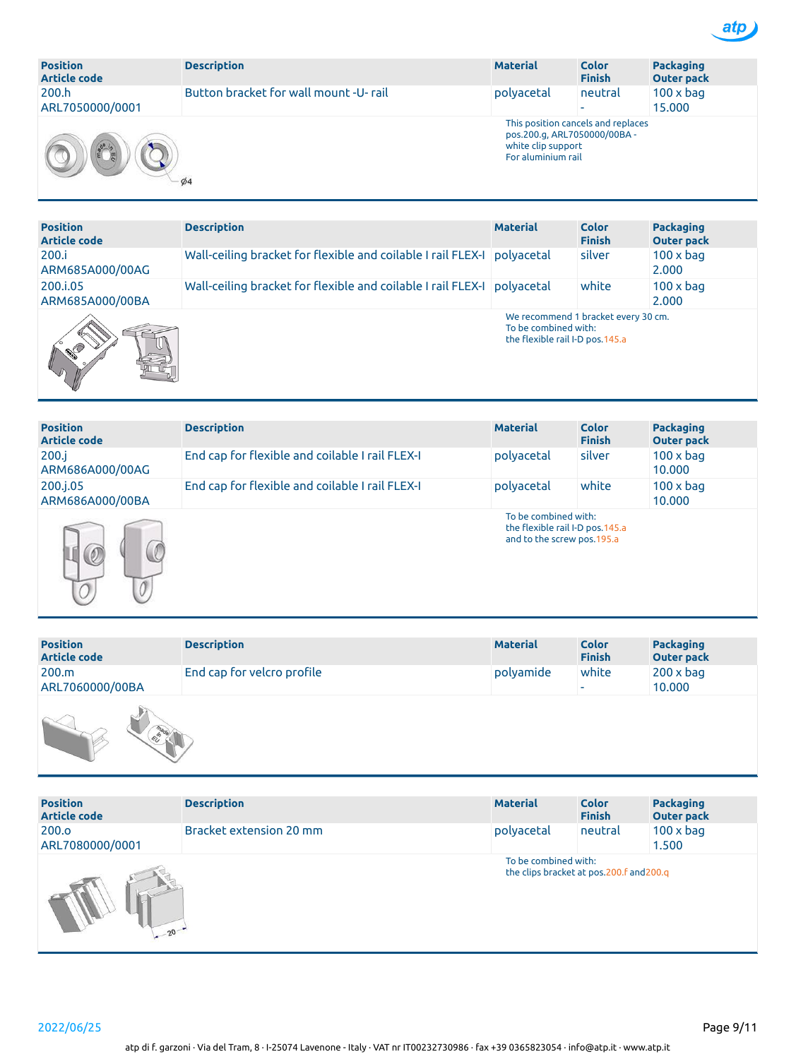| Position<br>Article code | Description | Material | Color<br>Finish | Packaging<br>Outer pack |
|---|---|---|---|---|
| 200.h<br>ARL7050000/0001 | Button bracket for wall mount -U- rail | polyacetal | neutral<br>- | 100 x bag<br>15.000 |

Ø4

This position cancels and replaces pos.200.g, ARL7050000/00BA - white clip support
For aluminium rail

| Position<br>Article code | Description | Material | Color<br>Finish | Packaging<br>Outer pack |
|---|---|---|---|---|
| 200.i<br>ARM685A000/00AG | Wall-ceiling bracket for flexible and coilable I rail FLEX-I | polyacetal | silver | 100 x bag<br>2.000 |
| 200.i.05<br>ARM685A000/00BA | Wall-ceiling bracket for flexible and coilable I rail FLEX-I | polyacetal | white | 100 x bag<br>2.000 |

We recommend 1 bracket every 30 cm.
To be combined with:
the flexible rail I-D pos.145.a

| Position<br>Article code | Description | Material | Color<br>Finish | Packaging<br>Outer pack |
|---|---|---|---|---|
| 200.j<br>ARM686A000/00AG | End cap for flexible and coilable I rail FLEX-I | polyacetal | silver | 100 x bag<br>10.000 |
| 200.j.05<br>ARM686A000/00BA | End cap for flexible and coilable I rail FLEX-I | polyacetal | white | 100 x bag<br>10.000 |

To be combined with:
the flexible rail I-D pos.145.a
and to the screw pos.195.a

| Position<br>Article code | Description | Material | Color<br>Finish | Packaging<br>Outer pack |
|---|---|---|---|---|
| 200.m<br>ARL7060000/00BA | End cap for velcro profile | polyamide | white<br>- | 200 x bag<br>10.000 |

| Position<br>Article code | Description | Material | Color<br>Finish | Packaging<br>Outer pack |
|---|---|---|---|---|
| 200.o<br>ARL7080000/0001 | Bracket extension 20 mm | polyacetal | neutral | 100 x bag<br>1.500 |

20

To be combined with:
the clips bracket at pos.200.f and200.q

2022/06/25

atp di f. garzoni · Via del Tram, 8 · I-25074 Lavenone - Italy · VAT nr IT00232730986 · fax +39 0365823054 · info@atp.it · www.atp.it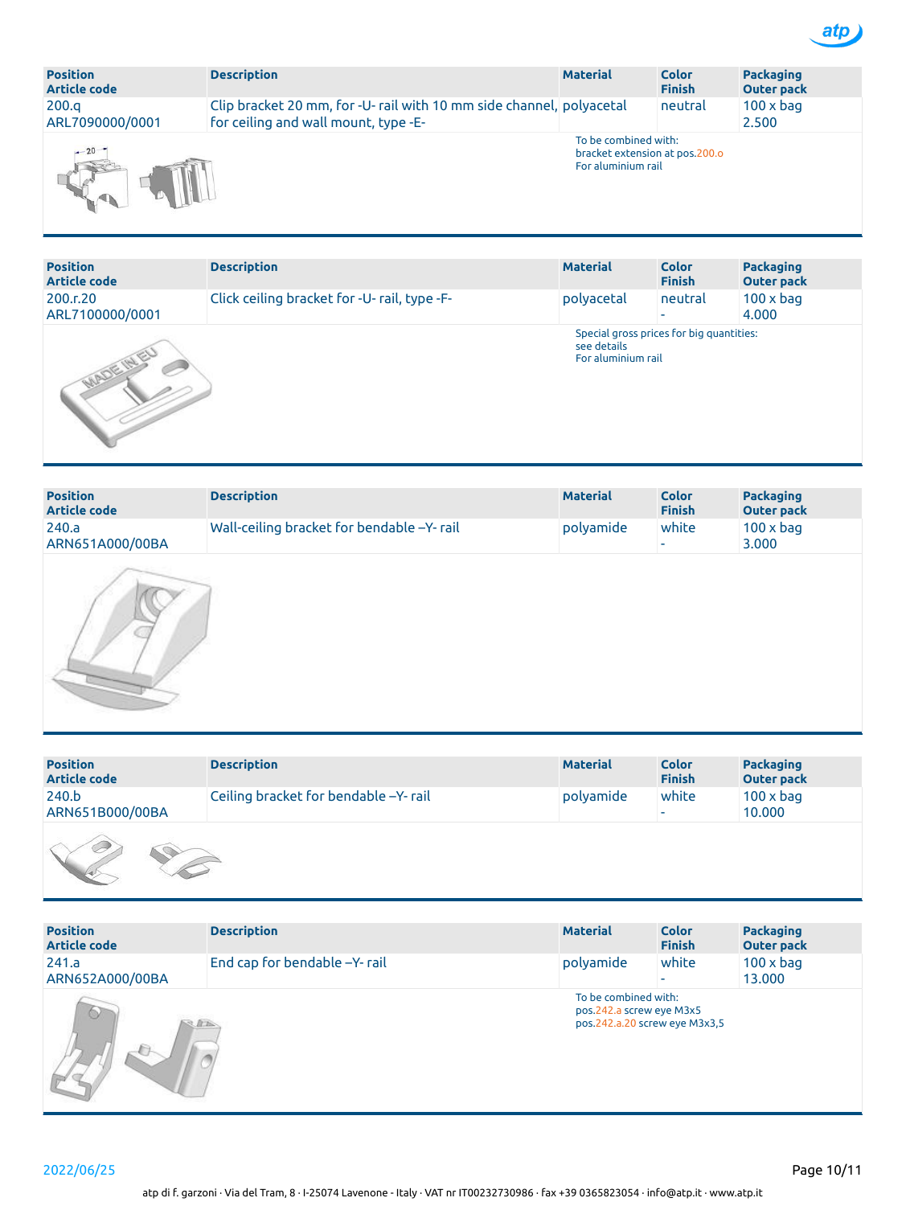| Position<br>Article code | Description | Material | Color<br>Finish | Packaging<br>Outer pack |
|---|---|---|---|---|
| 200.q<br>ARL7090000/0001 | Clip bracket 20 mm, for -U- rail with 10 mm side channel, for ceiling and wall mount, type -E- | polyacetal | neutral | 100 x bag<br>2.500 |

To be combined with:
bracket extension at pos.200.o
For aluminium rail

| Position<br>Article code | Description | Material | Color<br>Finish | Packaging<br>Outer pack |
|---|---|---|---|---|
| 200.r.20<br>ARL7100000/0001 | Click ceiling bracket for -U- rail, type -F- | polyacetal | neutral<br>- | 100 x bag<br>4.000 |

Special gross prices for big quantities:
see details
For aluminium rail

| Position<br>Article code | Description | Material | Color<br>Finish | Packaging<br>Outer pack |
|---|---|---|---|---|
| 240.a<br>ARN651A000/00BA | Wall-ceiling bracket for bendable –Y- rail | polyamide | white<br>- | 100 x bag<br>3.000 |

| Position<br>Article code | Description | Material | Color<br>Finish | Packaging<br>Outer pack |
|---|---|---|---|---|
| 240.b<br>ARN651B000/00BA | Ceiling bracket for bendable –Y- rail | polyamide | white<br>- | 100 x bag<br>10.000 |

| Position<br>Article code | Description | Material | Color<br>Finish | Packaging<br>Outer pack |
|---|---|---|---|---|
| 241.a<br>ARN652A000/00BA | End cap for bendable –Y- rail | polyamide | white<br>- | 100 x bag<br>13.000 |

To be combined with:
pos.242.a screw eye M3x5
pos.242.a.20 screw eye M3x3,5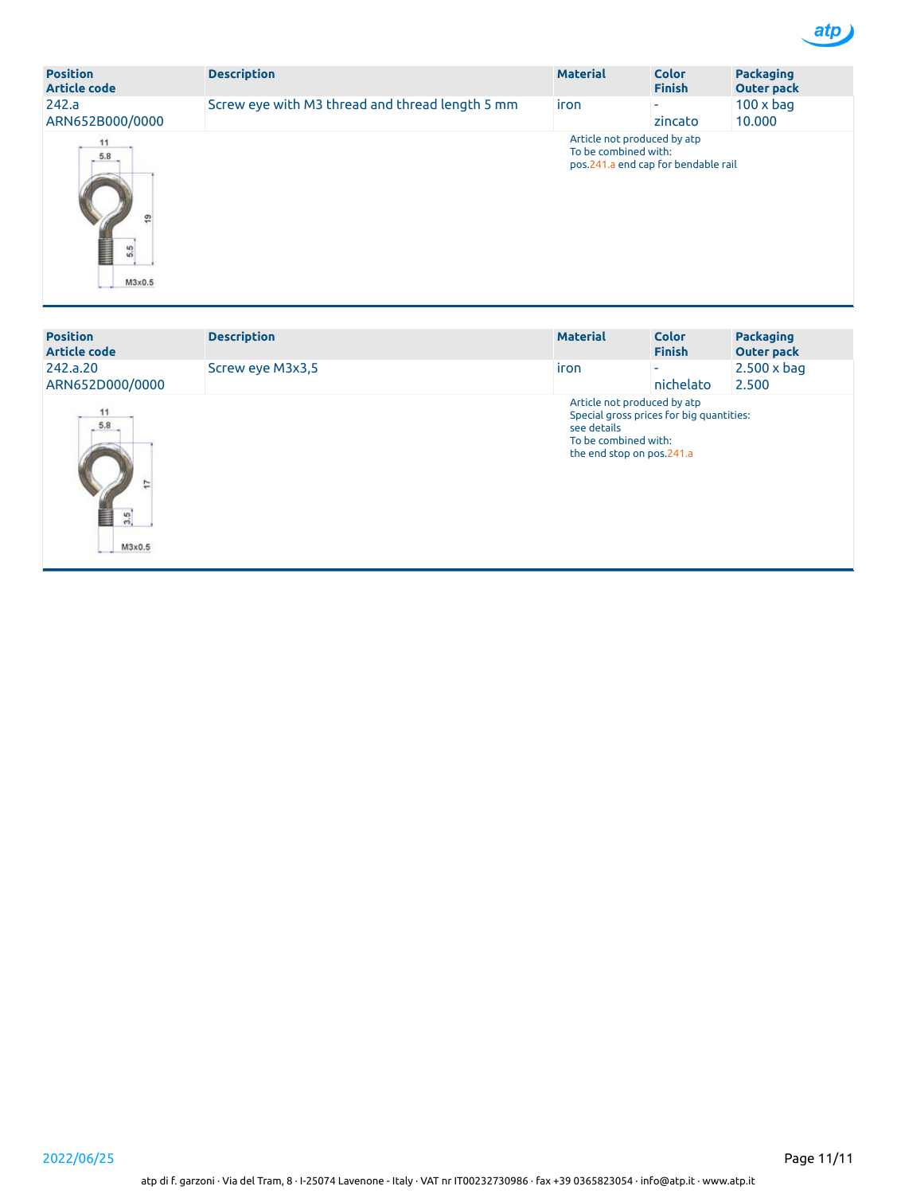| Position<br>Article code | Description | Material | Color<br>Finish | Packaging<br>Outer pack |
|---|---|---|---|---|
| 242.a<br>ARN652B000/0000 | Screw eye with M3 thread and thread length 5 mm | iron | -<br>zincato | 100 x bag<br>10.000 |

11
5.8
19
5.5
M3x0.5

Article not produced by atp
To be combined with:
pos.241.a end cap for bendable rail

| Position<br>Article code | Description | Material | Color<br>Finish | Packaging<br>Outer pack |
|---|---|---|---|---|
| 242.a.20<br>ARN652D000/0000 | Screw eye M3x3,5 | iron | -<br>nichelato | 2.500 x bag<br>2.500 |

11
5.8
17
3.5
M3x0.5

Article not produced by atp
Special gross prices for big quantities:
see details
To be combined with:
the end stop on pos.241.a

2022/06/25

atp di f. garzoni · Via del Tram, 8 · I-25074 Lavenone · Italy · VAT nr IT00232730986 · fax +39 0365823054 · info@atp.it · www.atp.it